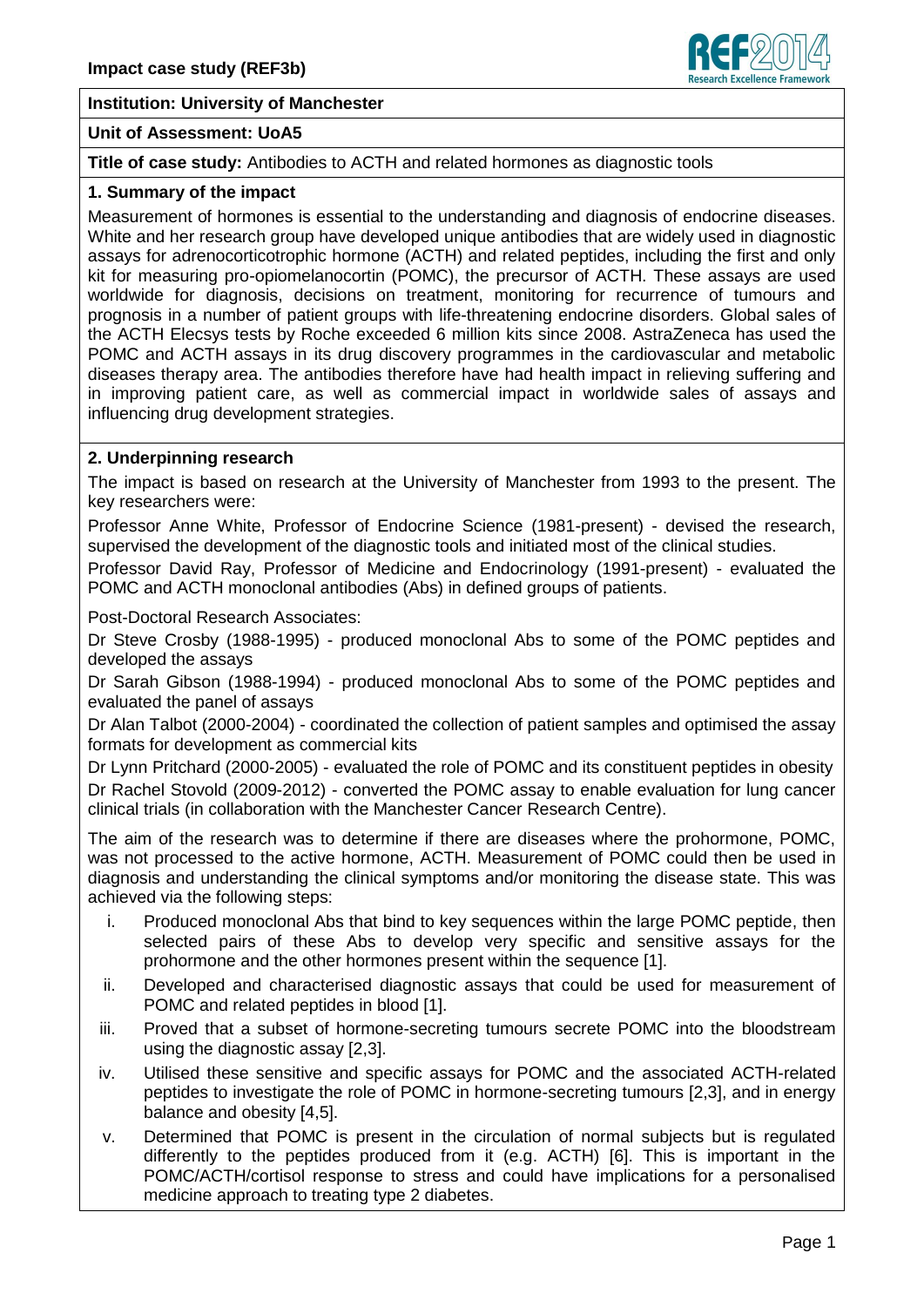**Impact case study (REF3b)**

**Institution: University of Manchester**

**Unit of Assessment: UoA5**

**Title of case study:** Antibodies to ACTH and related hormones as diagnostic tools

## 1. Summary of the impact

Measurement of hormones is essential to the understanding and diagnosis of endocrine diseases. White and her research group have developed unique antibodies that are widely used in diagnostic assays for adrenocorticotrophic hormone (ACTH) and related peptides, including the first and only kit for measuring pro-opiomelanocortin (POMC), the precursor of ACTH. These assays are used worldwide for diagnosis, decisions on treatment, monitoring for recurrence of tumours and prognosis in a number of patient groups with life-threatening endocrine disorders. Global sales of the ACTH Elecsys tests by Roche exceeded 6 million kits since 2008. AstraZeneca has used the POMC and ACTH assays in its drug discovery programmes in the cardiovascular and metabolic diseases therapy area. The antibodies therefore have had health impact in relieving suffering and in improving patient care, as well as commercial impact in worldwide sales of assays and influencing drug development strategies.

## 2. Underpinning research

The impact is based on research at the University of Manchester from 1993 to the present. The key researchers were:

Professor Anne White, Professor of Endocrine Science (1981-present) - devised the research, supervised the development of the diagnostic tools and initiated most of the clinical studies.

Professor David Ray, Professor of Medicine and Endocrinology (1991-present) - evaluated the POMC and ACTH monoclonal antibodies (Abs) in defined groups of patients.

Post-Doctoral Research Associates:

Dr Steve Crosby (1988-1995) - produced monoclonal Abs to some of the POMC peptides and developed the assays

Dr Sarah Gibson (1988-1994) - produced monoclonal Abs to some of the POMC peptides and evaluated the panel of assays

Dr Alan Talbot (2000-2004) - coordinated the collection of patient samples and optimised the assay formats for development as commercial kits

Dr Lynn Pritchard (2000-2005) - evaluated the role of POMC and its constituent peptides in obesity

Dr Rachel Stovold (2009-2012) - converted the POMC assay to enable evaluation for lung cancer clinical trials (in collaboration with the Manchester Cancer Research Centre).

The aim of the research was to determine if there are diseases where the prohormone, POMC, was not processed to the active hormone, ACTH. Measurement of POMC could then be used in diagnosis and understanding the clinical symptoms and/or monitoring the disease state. This was achieved via the following steps:

i. Produced monoclonal Abs that bind to key sequences within the large POMC peptide, then selected pairs of these Abs to develop very specific and sensitive assays for the prohormone and the other hormones present within the sequence [1].
ii. Developed and characterised diagnostic assays that could be used for measurement of POMC and related peptides in blood [1].
iii. Proved that a subset of hormone-secreting tumours secrete POMC into the bloodstream using the diagnostic assay [2,3].
iv. Utilised these sensitive and specific assays for POMC and the associated ACTH-related peptides to investigate the role of POMC in hormone-secreting tumours [2,3], and in energy balance and obesity [4,5].
v. Determined that POMC is present in the circulation of normal subjects but is regulated differently to the peptides produced from it (e.g. ACTH) [6]. This is important in the POMC/ACTH/cortisol response to stress and could have implications for a personalised medicine approach to treating type 2 diabetes.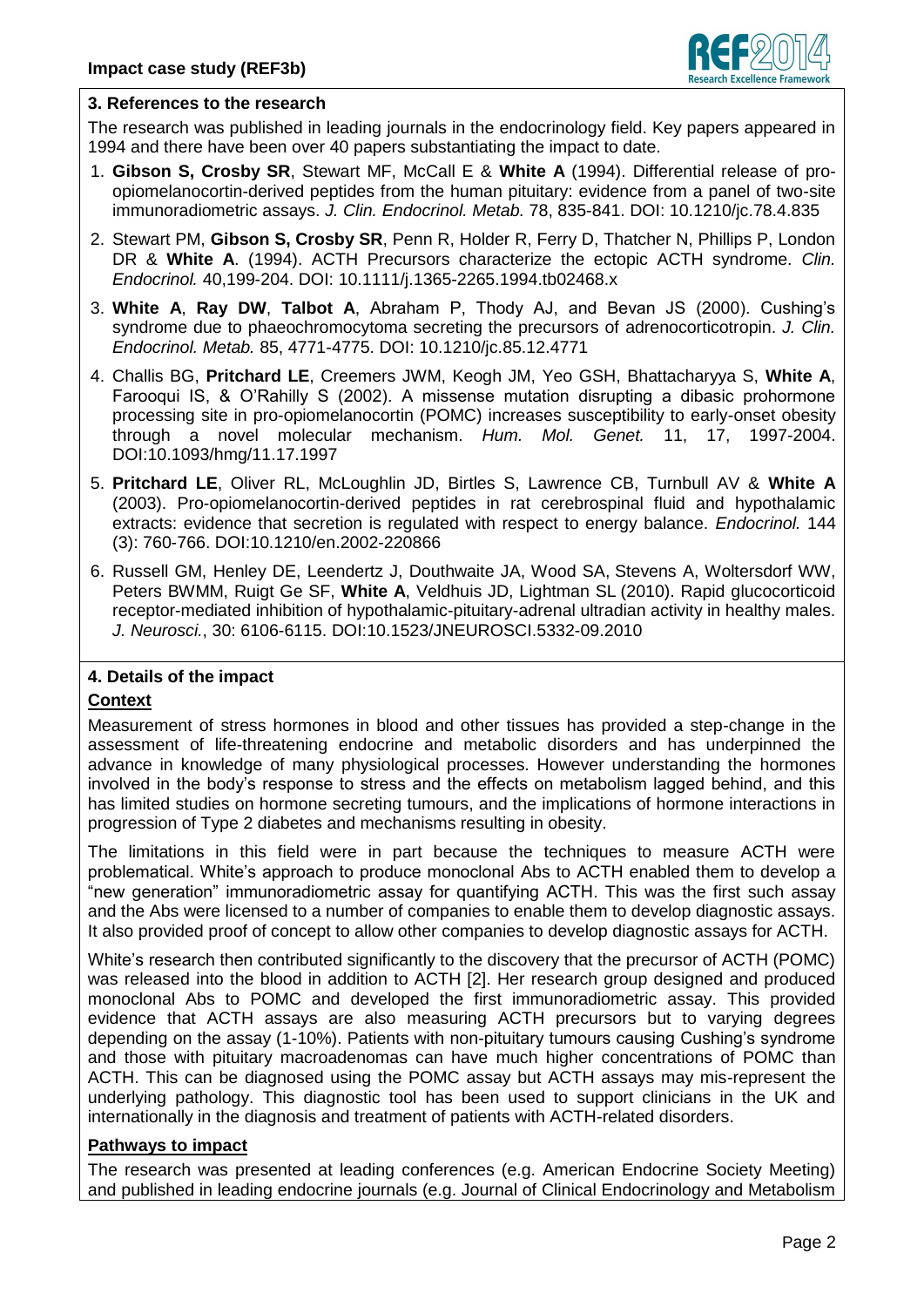## 3. References to the research

The research was published in leading journals in the endocrinology field. Key papers appeared in 1994 and there have been over 40 papers substantiating the impact to date.

1. **Gibson S, Crosby SR**, Stewart MF, McCall E & **White A** (1994). Differential release of pro-opiomelanocortin-derived peptides from the human pituitary: evidence from a panel of two-site immunoradiometric assays. *J. Clin. Endocrinol. Metab.* 78, 835-841. DOI: 10.1210/jc.78.4.835
2. Stewart PM, **Gibson S, Crosby SR**, Penn R, Holder R, Ferry D, Thatcher N, Phillips P, London DR & **White A**. (1994). ACTH Precursors characterize the ectopic ACTH syndrome. *Clin. Endocrinol.* 40,199-204. DOI: 10.1111/j.1365-2265.1994.tb02468.x
3. **White A**, **Ray DW**, **Talbot A**, Abraham P, Thody AJ, and Bevan JS (2000). Cushing's syndrome due to phaeochromocytoma secreting the precursors of adrenocorticotropin. *J. Clin. Endocrinol. Metab.* 85, 4771-4775. DOI: 10.1210/jc.85.12.4771
4. Challis BG, **Pritchard LE**, Creemers JWM, Keogh JM, Yeo GSH, Bhattacharyya S, **White A**, Farooqui IS, & O'Rahilly S (2002). A missense mutation disrupting a dibasic prohormone processing site in pro-opiomelanocortin (POMC) increases susceptibility to early-onset obesity through a novel molecular mechanism. *Hum. Mol. Genet.* 11, 17, 1997-2004. DOI:10.1093/hmg/11.17.1997
5. **Pritchard LE**, Oliver RL, McLoughlin JD, Birtles S, Lawrence CB, Turnbull AV & **White A** (2003). Pro-opiomelanocortin-derived peptides in rat cerebrospinal fluid and hypothalamic extracts: evidence that secretion is regulated with respect to energy balance. *Endocrinol.* 144 (3): 760-766. DOI:10.1210/en.2002-220866
6. Russell GM, Henley DE, Leendertz J, Douthwaite JA, Wood SA, Stevens A, Woltersdorf WW, Peters BWMM, Ruigt Ge SF, **White A**, Veldhuis JD, Lightman SL (2010). Rapid glucocorticoid receptor-mediated inhibition of hypothalamic-pituitary-adrenal ultradian activity in healthy males. *J. Neurosci.*, 30: 6106-6115. DOI:10.1523/JNEUROSCI.5332-09.2010

## 4. Details of the impact

### Context

Measurement of stress hormones in blood and other tissues has provided a step-change in the assessment of life-threatening endocrine and metabolic disorders and has underpinned the advance in knowledge of many physiological processes. However understanding the hormones involved in the body's response to stress and the effects on metabolism lagged behind, and this has limited studies on hormone secreting tumours, and the implications of hormone interactions in progression of Type 2 diabetes and mechanisms resulting in obesity.

The limitations in this field were in part because the techniques to measure ACTH were problematical. White's approach to produce monoclonal Abs to ACTH enabled them to develop a "new generation" immunoradiometric assay for quantifying ACTH. This was the first such assay and the Abs were licensed to a number of companies to enable them to develop diagnostic assays. It also provided proof of concept to allow other companies to develop diagnostic assays for ACTH.

White's research then contributed significantly to the discovery that the precursor of ACTH (POMC) was released into the blood in addition to ACTH [2]. Her research group designed and produced monoclonal Abs to POMC and developed the first immunoradiometric assay. This provided evidence that ACTH assays are also measuring ACTH precursors but to varying degrees depending on the assay (1-10%). Patients with non-pituitary tumours causing Cushing's syndrome and those with pituitary macroadenomas can have much higher concentrations of POMC than ACTH. This can be diagnosed using the POMC assay but ACTH assays may mis-represent the underlying pathology. This diagnostic tool has been used to support clinicians in the UK and internationally in the diagnosis and treatment of patients with ACTH-related disorders.

### Pathways to impact

The research was presented at leading conferences (e.g. American Endocrine Society Meeting) and published in leading endocrine journals (e.g. Journal of Clinical Endocrinology and Metabolism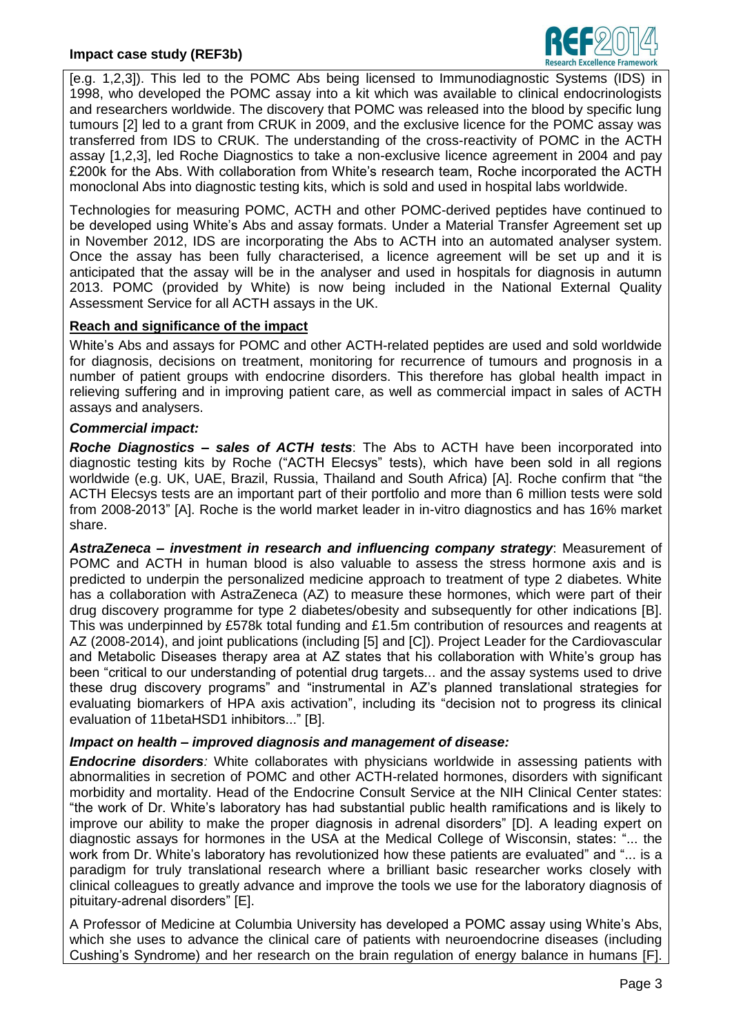[e.g. 1,2,3]). This led to the POMC Abs being licensed to Immunodiagnostic Systems (IDS) in 1998, who developed the POMC assay into a kit which was available to clinical endocrinologists and researchers worldwide. The discovery that POMC was released into the blood by specific lung tumours [2] led to a grant from CRUK in 2009, and the exclusive licence for the POMC assay was transferred from IDS to CRUK. The understanding of the cross-reactivity of POMC in the ACTH assay [1,2,3], led Roche Diagnostics to take a non-exclusive licence agreement in 2004 and pay £200k for the Abs. With collaboration from White's research team, Roche incorporated the ACTH monoclonal Abs into diagnostic testing kits, which is sold and used in hospital labs worldwide.

Technologies for measuring POMC, ACTH and other POMC-derived peptides have continued to be developed using White's Abs and assay formats. Under a Material Transfer Agreement set up in November 2012, IDS are incorporating the Abs to ACTH into an automated analyser system. Once the assay has been fully characterised, a licence agreement will be set up and it is anticipated that the assay will be in the analyser and used in hospitals for diagnosis in autumn 2013. POMC (provided by White) is now being included in the National External Quality Assessment Service for all ACTH assays in the UK.

**Reach and significance of the impact**

White's Abs and assays for POMC and other ACTH-related peptides are used and sold worldwide for diagnosis, decisions on treatment, monitoring for recurrence of tumours and prognosis in a number of patient groups with endocrine disorders. This therefore has global health impact in relieving suffering and in improving patient care, as well as commercial impact in sales of ACTH assays and analysers.

***Commercial impact:***

***Roche Diagnostics – sales of ACTH tests***: The Abs to ACTH have been incorporated into diagnostic testing kits by Roche ("ACTH Elecsys" tests), which have been sold in all regions worldwide (e.g. UK, UAE, Brazil, Russia, Thailand and South Africa) [A]. Roche confirm that "the ACTH Elecsys tests are an important part of their portfolio and more than 6 million tests were sold from 2008-2013" [A]. Roche is the world market leader in in-vitro diagnostics and has 16% market share.

***AstraZeneca – investment in research and influencing company strategy***: Measurement of POMC and ACTH in human blood is also valuable to assess the stress hormone axis and is predicted to underpin the personalized medicine approach to treatment of type 2 diabetes. White has a collaboration with AstraZeneca (AZ) to measure these hormones, which were part of their drug discovery programme for type 2 diabetes/obesity and subsequently for other indications [B]. This was underpinned by £578k total funding and £1.5m contribution of resources and reagents at AZ (2008-2014), and joint publications (including [5] and [C]). Project Leader for the Cardiovascular and Metabolic Diseases therapy area at AZ states that his collaboration with White's group has been "critical to our understanding of potential drug targets... and the assay systems used to drive these drug discovery programs" and "instrumental in AZ's planned translational strategies for evaluating biomarkers of HPA axis activation", including its "decision not to progress its clinical evaluation of 11betaHSD1 inhibitors..." [B].

***Impact on health – improved diagnosis and management of disease:***

***Endocrine disorders****:* White collaborates with physicians worldwide in assessing patients with abnormalities in secretion of POMC and other ACTH-related hormones, disorders with significant morbidity and mortality. Head of the Endocrine Consult Service at the NIH Clinical Center states: "the work of Dr. White's laboratory has had substantial public health ramifications and is likely to improve our ability to make the proper diagnosis in adrenal disorders" [D]. A leading expert on diagnostic assays for hormones in the USA at the Medical College of Wisconsin, states: "... the work from Dr. White's laboratory has revolutionized how these patients are evaluated" and "... is a paradigm for truly translational research where a brilliant basic researcher works closely with clinical colleagues to greatly advance and improve the tools we use for the laboratory diagnosis of pituitary-adrenal disorders" [E].

A Professor of Medicine at Columbia University has developed a POMC assay using White's Abs, which she uses to advance the clinical care of patients with neuroendocrine diseases (including Cushing's Syndrome) and her research on the brain regulation of energy balance in humans [F].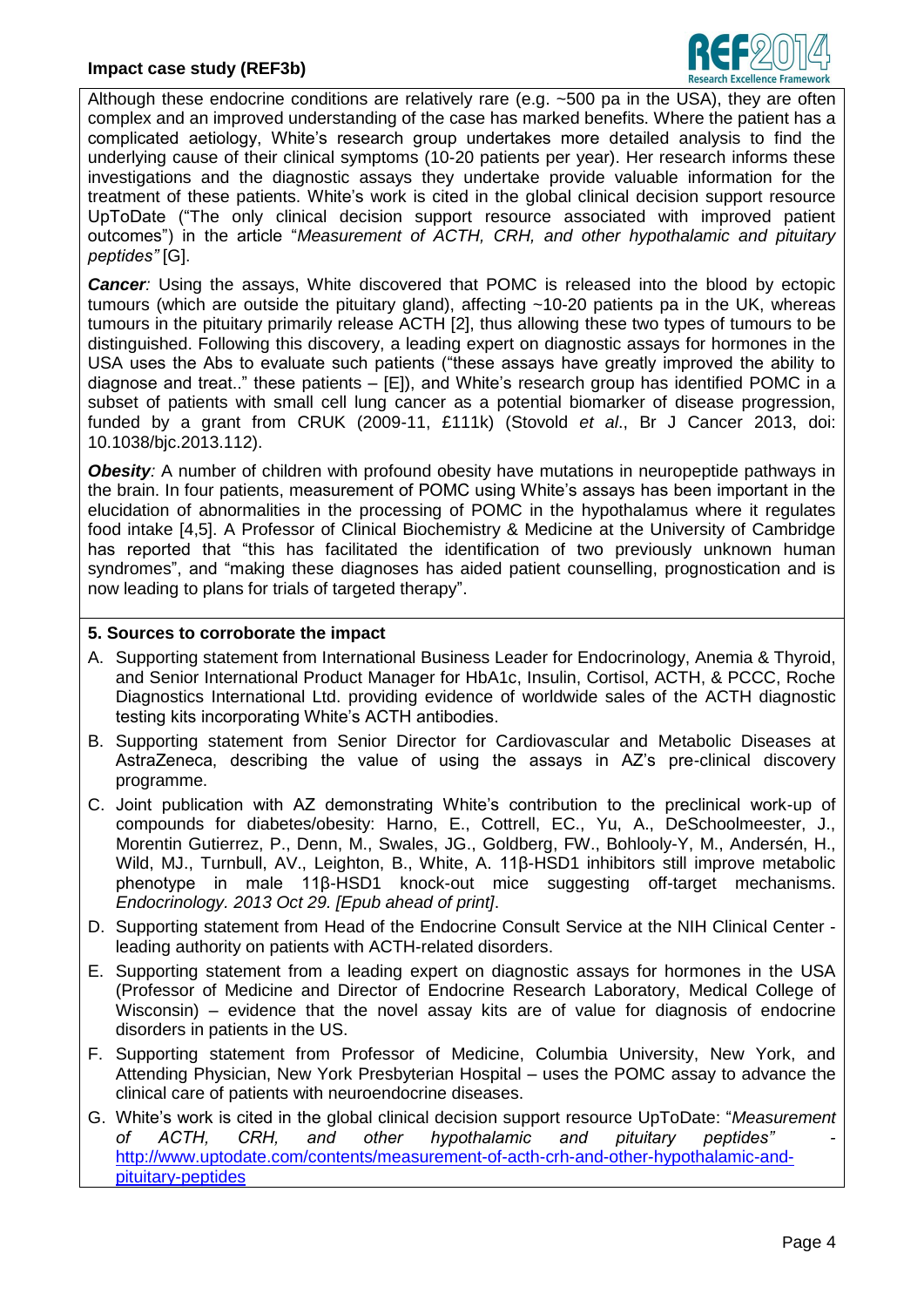Although these endocrine conditions are relatively rare (e.g. ~500 pa in the USA), they are often complex and an improved understanding of the case has marked benefits. Where the patient has a complicated aetiology, White's research group undertakes more detailed analysis to find the underlying cause of their clinical symptoms (10-20 patients per year). Her research informs these investigations and the diagnostic assays they undertake provide valuable information for the treatment of these patients. White's work is cited in the global clinical decision support resource UpToDate ("The only clinical decision support resource associated with improved patient outcomes") in the article "*Measurement of ACTH, CRH, and other hypothalamic and pituitary peptides"* [G].

***Cancer:*** Using the assays, White discovered that POMC is released into the blood by ectopic tumours (which are outside the pituitary gland), affecting ~10-20 patients pa in the UK, whereas tumours in the pituitary primarily release ACTH [2], thus allowing these two types of tumours to be distinguished. Following this discovery, a leading expert on diagnostic assays for hormones in the USA uses the Abs to evaluate such patients ("these assays have greatly improved the ability to diagnose and treat.." these patients – [E]), and White's research group has identified POMC in a subset of patients with small cell lung cancer as a potential biomarker of disease progression, funded by a grant from CRUK (2009-11, £111k) (Stovold *et al*., Br J Cancer 2013, doi: 10.1038/bjc.2013.112).

***Obesity:*** A number of children with profound obesity have mutations in neuropeptide pathways in the brain. In four patients, measurement of POMC using White's assays has been important in the elucidation of abnormalities in the processing of POMC in the hypothalamus where it regulates food intake [4,5]. A Professor of Clinical Biochemistry & Medicine at the University of Cambridge has reported that "this has facilitated the identification of two previously unknown human syndromes", and "making these diagnoses has aided patient counselling, prognostication and is now leading to plans for trials of targeted therapy".

**5. Sources to corroborate the impact**

A. Supporting statement from International Business Leader for Endocrinology, Anemia & Thyroid, and Senior International Product Manager for HbA1c, Insulin, Cortisol, ACTH, & PCCC, Roche Diagnostics International Ltd. providing evidence of worldwide sales of the ACTH diagnostic testing kits incorporating White's ACTH antibodies.

B. Supporting statement from Senior Director for Cardiovascular and Metabolic Diseases at AstraZeneca, describing the value of using the assays in AZ's pre-clinical discovery programme.

C. Joint publication with AZ demonstrating White's contribution to the preclinical work-up of compounds for diabetes/obesity: Harno, E., Cottrell, EC., Yu, A., DeSchoolmeester, J., Morentin Gutierrez, P., Denn, M., Swales, JG., Goldberg, FW., Bohlooly-Y, M., Andersén, H., Wild, MJ., Turnbull, AV., Leighton, B., White, A. 11β-HSD1 inhibitors still improve metabolic phenotype in male 11β-HSD1 knock-out mice suggesting off-target mechanisms. *Endocrinology. 2013 Oct 29. [Epub ahead of print]*.

D. Supporting statement from Head of the Endocrine Consult Service at the NIH Clinical Center - leading authority on patients with ACTH-related disorders.

E. Supporting statement from a leading expert on diagnostic assays for hormones in the USA (Professor of Medicine and Director of Endocrine Research Laboratory, Medical College of Wisconsin) – evidence that the novel assay kits are of value for diagnosis of endocrine disorders in patients in the US.

F. Supporting statement from Professor of Medicine, Columbia University, New York, and Attending Physician, New York Presbyterian Hospital – uses the POMC assay to advance the clinical care of patients with neuroendocrine diseases.

G. White's work is cited in the global clinical decision support resource UpToDate: "*Measurement of ACTH, CRH, and other hypothalamic and pituitary peptides"* - http://www.uptodate.com/contents/measurement-of-acth-crh-and-other-hypothalamic-and-pituitary-peptides